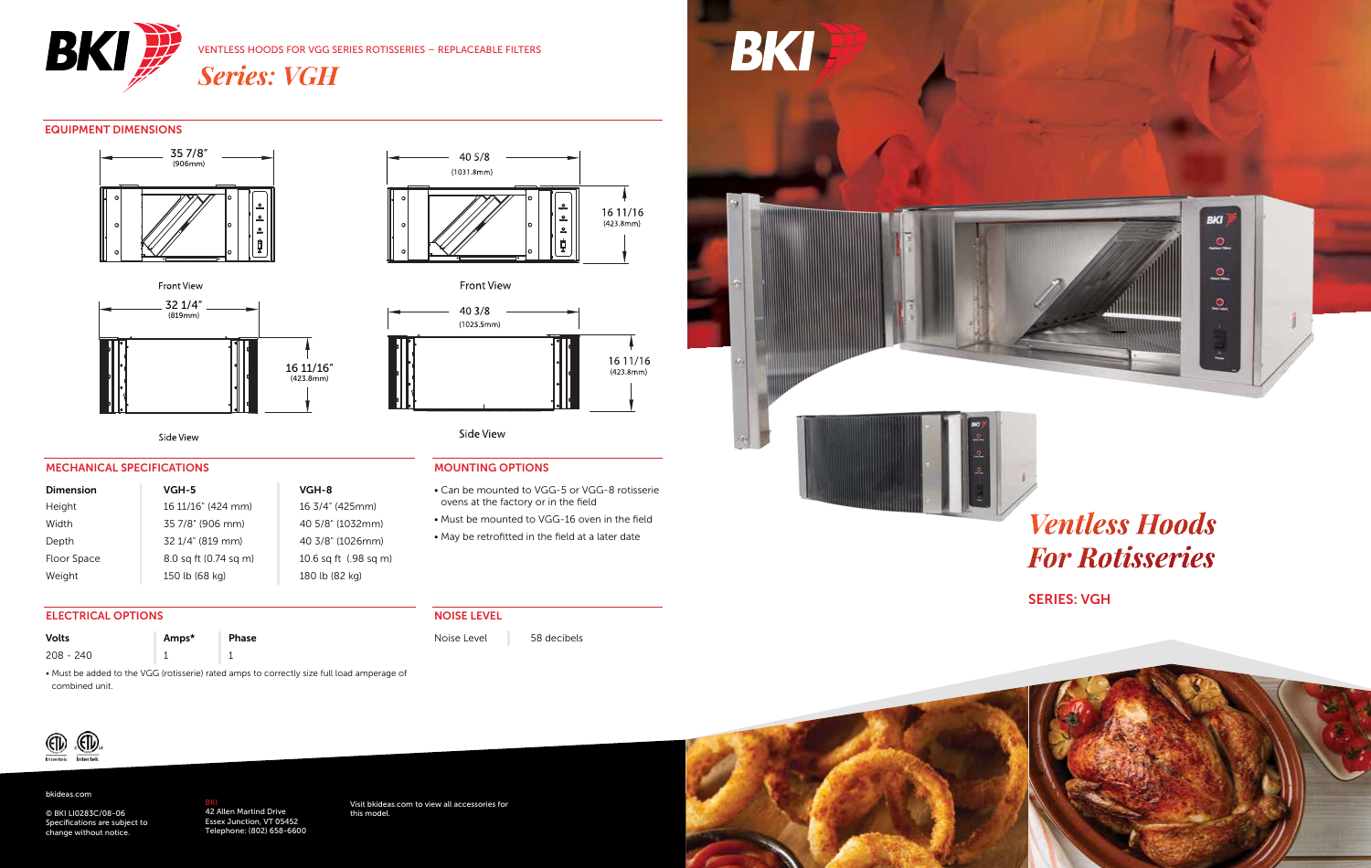VENTLESS HOODS FOR VGG SERIES ROTISSERIES – REPLACEABLE FILTERS

# *Series: VGH*

## EQUIPMENT DIMENSIONS

35 7/8" (906mm)

Front View

32 1/4" (819mm)

16 11/16" (423.8mm)

Side View

40 5/8 (1031.8mm)

16 11/16 (423.8mm)

Front View

40 3/8 (1025.5mm)

16 11/16 (423.8mm)

Side View

## MECHANICAL SPECIFICATIONS

| Dimension | VGH-5 | VGH-8 |
|---|---|---|
| Height | 16 11/16" (424 mm) | 16 3/4" (425mm) |
| Width | 35 7/8" (906 mm) | 40 5/8" (1032mm) |
| Depth | 32 1/4" (819 mm) | 40 3/8" (1026mm) |
| Floor Space | 8.0 sq ft (0.74 sq m) | 10.6 sq ft (.98 sq m) |
| Weight | 150 lb (68 kg) | 180 lb (82 kg) |

## MOUNTING OPTIONS

- Can be mounted to VGG-5 or VGG-8 rotisserie ovens at the factory or in the field
- Must be mounted to VGG-16 oven in the field
- May be retrofitted in the field at a later date

## ELECTRICAL OPTIONS

| Volts | Amps* | Phase |
|---|---|---|
| 208 - 240 | 1 | 1 |

- Must be added to the VGG (rotisserie) rated amps to correctly size full load amperage of combined unit.

## NOISE LEVEL

| Noise Level | 58 decibels |
|---|---|

bkideas.com

© BKI LI0283C/08-06
Specifications are subject to change without notice.

BKI
42 Allen Martind Drive
Essex Junction, VT 05452
Telephone: (802) 658-6600

Visit bkideas.com to view all accessories for this model.

# *Ventless Hoods For Rotisseries*

SERIES: VGH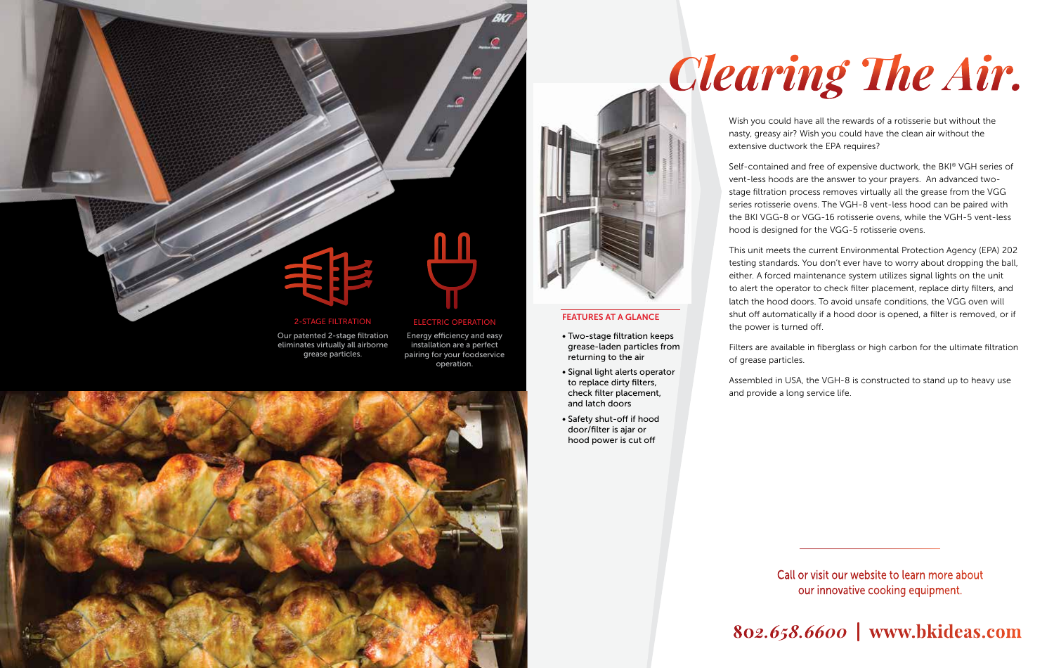2-STAGE FILTRATION

Our patented 2-stage filtration eliminates virtually all airborne grease particles.

ELECTRIC OPERATION

Energy efficiency and easy installation are a perfect pairing for your foodservice operation.

FEATURES AT A GLANCE

- Two-stage filtration keeps grease-laden particles from returning to the air
- Signal light alerts operator to replace dirty filters, check filter placement, and latch doors
- Safety shut-off if hood door/filter is ajar or hood power is cut off

# *Clearing The Air.*

Wish you could have all the rewards of a rotisserie but without the nasty, greasy air? Wish you could have the clean air without the extensive ductwork the EPA requires?

Self-contained and free of expensive ductwork, the BKI® VGH series of vent-less hoods are the answer to your prayers. An advanced two-stage filtration process removes virtually all the grease from the VGG series rotisserie ovens. The VGH-8 vent-less hood can be paired with the BKI VGG-8 or VGG-16 rotisserie ovens, while the VGH-5 vent-less hood is designed for the VGG-5 rotisserie ovens.

This unit meets the current Environmental Protection Agency (EPA) 202 testing standards. You don't ever have to worry about dropping the ball, either. A forced maintenance system utilizes signal lights on the unit to alert the operator to check filter placement, replace dirty filters, and latch the hood doors. To avoid unsafe conditions, the VGG oven will shut off automatically if a hood door is opened, a filter is removed, or if the power is turned off.

Filters are available in fiberglass or high carbon for the ultimate filtration of grease particles.

Assembled in USA, the VGH-8 is constructed to stand up to heavy use and provide a long service life.

Call or visit our website to learn more about our innovative cooking equipment.

**802.658.6600 | www.bkideas.com**